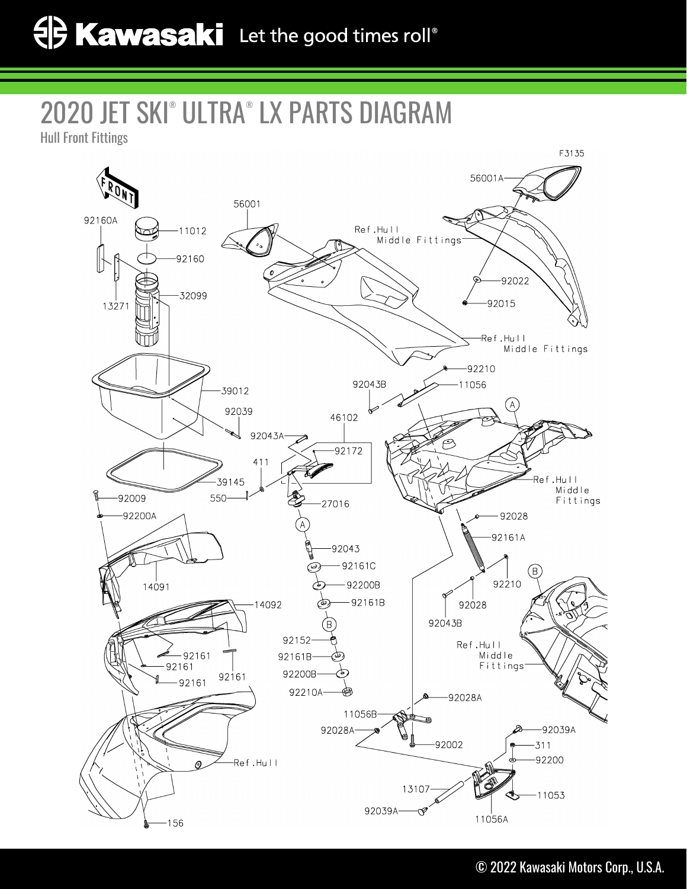# 2020 JET SKI® ULTRA® LX PARTS DIAGRAM

Hull Front Fittings

F3135

FRONT

92160A, 11012, 92160, 32099, 13271, 39012, 92039, 39145, 92009, 92200A, 14091, 14092, 92161, 92161, 92161, 92161, 156, Ref.Hull

56001, Ref.Hull Middle Fittings, 56001A, 92022, 92015, Ref.Hull Middle Fittings

92043B, 92210, 11056, 46102, 92043A, 92172, 411, 550, 27016, A, 92043, 92161C, 92200B, 92161B, B, 92152, 92161B, 92200B, 92210A

A, Ref.Hull Middle Fittings, 92028, 92161A, 92210, B, 92028, 92043B, Ref.Hull Middle Fittings

92028A, 11056B, 92028A, 92002, 92039A, 311, 92200, 13107, 11053, 92039A, 11056A

© 2022 Kawasaki Motors Corp., U.S.A.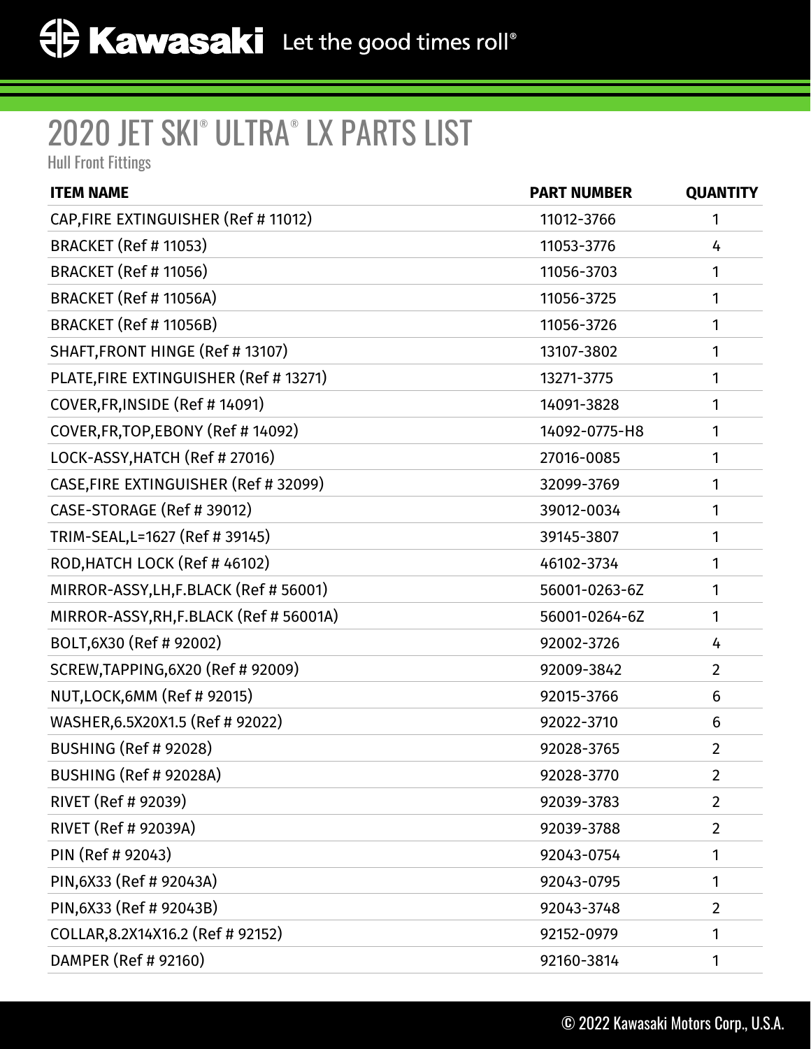# 2020 JET SKI® ULTRA® LX PARTS LIST

Hull Front Fittings

| ITEM NAME | PART NUMBER | QUANTITY |
|---|---|---|
| CAP,FIRE EXTINGUISHER (Ref # 11012) | 11012-3766 | 1 |
| BRACKET (Ref # 11053) | 11053-3776 | 4 |
| BRACKET (Ref # 11056) | 11056-3703 | 1 |
| BRACKET (Ref # 11056A) | 11056-3725 | 1 |
| BRACKET (Ref # 11056B) | 11056-3726 | 1 |
| SHAFT,FRONT HINGE (Ref # 13107) | 13107-3802 | 1 |
| PLATE,FIRE EXTINGUISHER (Ref # 13271) | 13271-3775 | 1 |
| COVER,FR,INSIDE (Ref # 14091) | 14091-3828 | 1 |
| COVER,FR,TOP,EBONY (Ref # 14092) | 14092-0775-H8 | 1 |
| LOCK-ASSY,HATCH (Ref # 27016) | 27016-0085 | 1 |
| CASE,FIRE EXTINGUISHER (Ref # 32099) | 32099-3769 | 1 |
| CASE-STORAGE (Ref # 39012) | 39012-0034 | 1 |
| TRIM-SEAL,L=1627 (Ref # 39145) | 39145-3807 | 1 |
| ROD,HATCH LOCK (Ref # 46102) | 46102-3734 | 1 |
| MIRROR-ASSY,LH,F.BLACK (Ref # 56001) | 56001-0263-6Z | 1 |
| MIRROR-ASSY,RH,F.BLACK (Ref # 56001A) | 56001-0264-6Z | 1 |
| BOLT,6X30 (Ref # 92002) | 92002-3726 | 4 |
| SCREW,TAPPING,6X20 (Ref # 92009) | 92009-3842 | 2 |
| NUT,LOCK,6MM (Ref # 92015) | 92015-3766 | 6 |
| WASHER,6.5X20X1.5 (Ref # 92022) | 92022-3710 | 6 |
| BUSHING (Ref # 92028) | 92028-3765 | 2 |
| BUSHING (Ref # 92028A) | 92028-3770 | 2 |
| RIVET (Ref # 92039) | 92039-3783 | 2 |
| RIVET (Ref # 92039A) | 92039-3788 | 2 |
| PIN (Ref # 92043) | 92043-0754 | 1 |
| PIN,6X33 (Ref # 92043A) | 92043-0795 | 1 |
| PIN,6X33 (Ref # 92043B) | 92043-3748 | 2 |
| COLLAR,8.2X14X16.2 (Ref # 92152) | 92152-0979 | 1 |
| DAMPER (Ref # 92160) | 92160-3814 | 1 |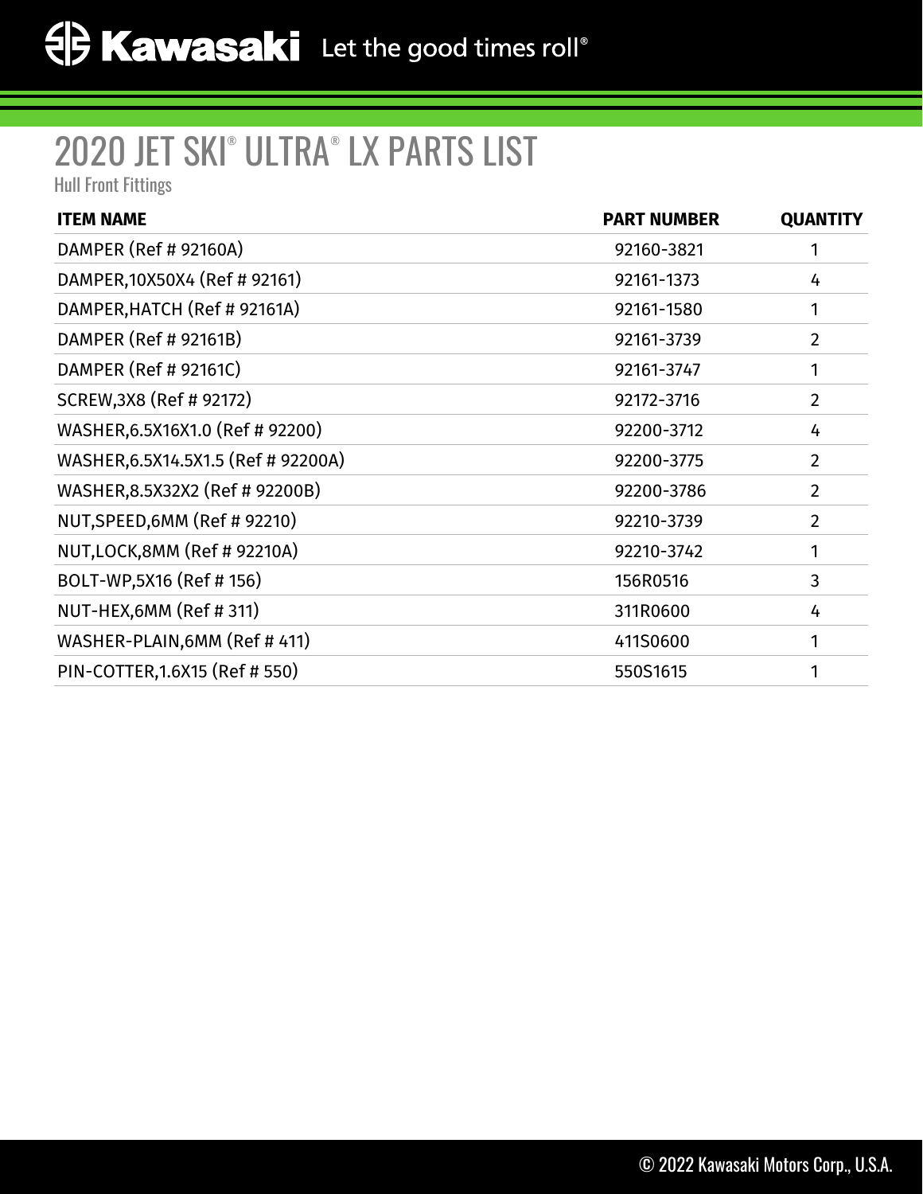# 2020 JET SKI® ULTRA® LX PARTS LIST

Hull Front Fittings

| ITEM NAME | PART NUMBER | QUANTITY |
|---|---|---|
| DAMPER (Ref # 92160A) | 92160-3821 | 1 |
| DAMPER,10X50X4 (Ref # 92161) | 92161-1373 | 4 |
| DAMPER,HATCH (Ref # 92161A) | 92161-1580 | 1 |
| DAMPER (Ref # 92161B) | 92161-3739 | 2 |
| DAMPER (Ref # 92161C) | 92161-3747 | 1 |
| SCREW,3X8 (Ref # 92172) | 92172-3716 | 2 |
| WASHER,6.5X16X1.0 (Ref # 92200) | 92200-3712 | 4 |
| WASHER,6.5X14.5X1.5 (Ref # 92200A) | 92200-3775 | 2 |
| WASHER,8.5X32X2 (Ref # 92200B) | 92200-3786 | 2 |
| NUT,SPEED,6MM (Ref # 92210) | 92210-3739 | 2 |
| NUT,LOCK,8MM (Ref # 92210A) | 92210-3742 | 1 |
| BOLT-WP,5X16 (Ref # 156) | 156R0516 | 3 |
| NUT-HEX,6MM (Ref # 311) | 311R0600 | 4 |
| WASHER-PLAIN,6MM (Ref # 411) | 411S0600 | 1 |
| PIN-COTTER,1.6X15 (Ref # 550) | 550S1615 | 1 |